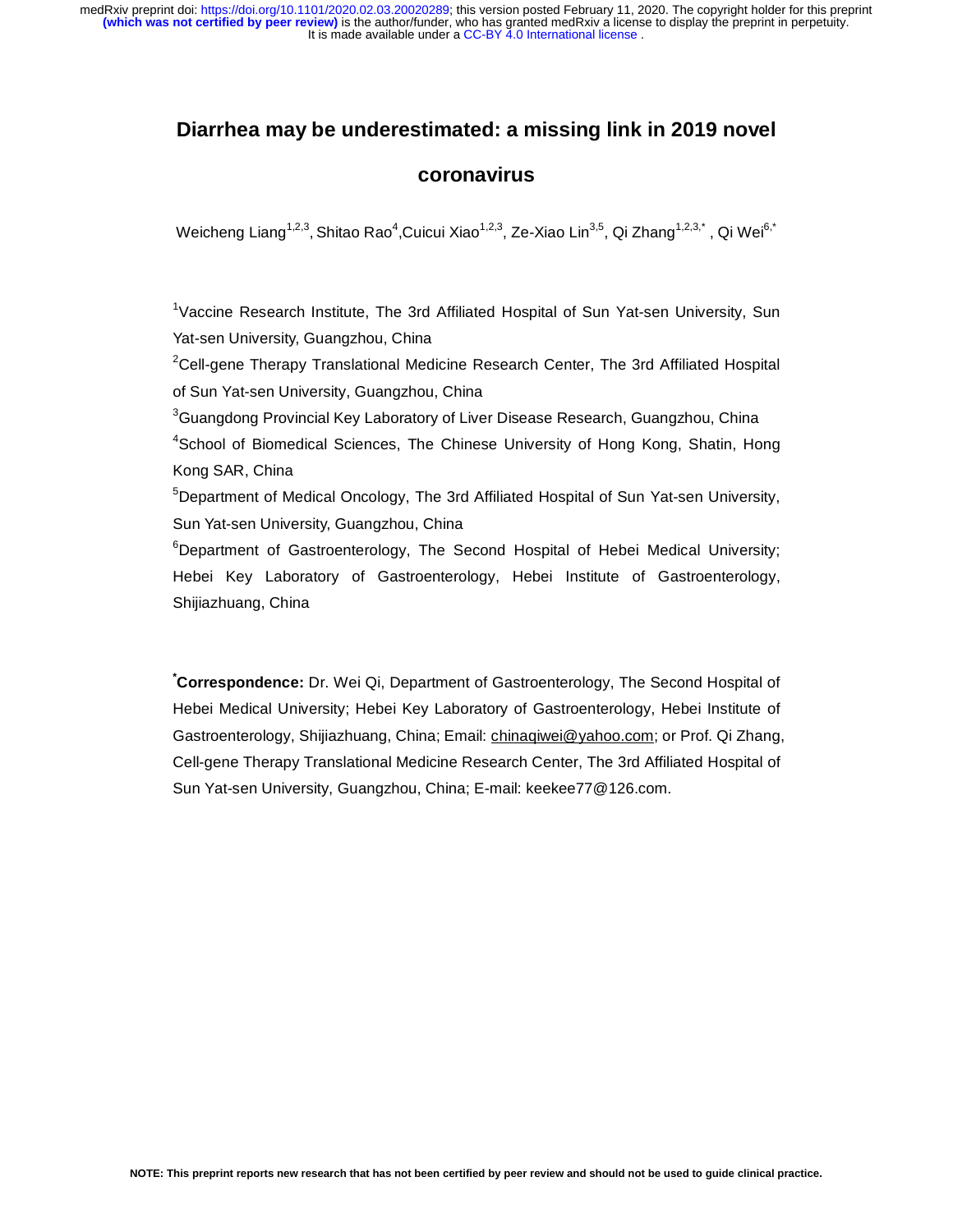# Diarrhea may be underestimated: a missing link in 2019 novel coronavirus

Weicheng Liang[1,2,3], Shitao Rao[4], Cuicui Xiao[1,2,3], Ze-Xiao Lin[3,5], Qi Zhang[1,2,3,*], Qi Wei[6,*]

[1]Vaccine Research Institute, The 3rd Affiliated Hospital of Sun Yat-sen University, Sun Yat-sen University, Guangzhou, China

[2]Cell-gene Therapy Translational Medicine Research Center, The 3rd Affiliated Hospital of Sun Yat-sen University, Guangzhou, China

[3]Guangdong Provincial Key Laboratory of Liver Disease Research, Guangzhou, China

[4]School of Biomedical Sciences, The Chinese University of Hong Kong, Shatin, Hong Kong SAR, China

[5]Department of Medical Oncology, The 3rd Affiliated Hospital of Sun Yat-sen University, Sun Yat-sen University, Guangzhou, China

[6]Department of Gastroenterology, The Second Hospital of Hebei Medical University; Hebei Key Laboratory of Gastroenterology, Hebei Institute of Gastroenterology, Shijiazhuang, China

[*]**Correspondence:** Dr. Wei Qi, Department of Gastroenterology, The Second Hospital of Hebei Medical University; Hebei Key Laboratory of Gastroenterology, Hebei Institute of Gastroenterology, Shijiazhuang, China; Email: chinaqiwei@yahoo.com; or Prof. Qi Zhang, Cell-gene Therapy Translational Medicine Research Center, The 3rd Affiliated Hospital of Sun Yat-sen University, Guangzhou, China; E-mail: keekee77@126.com.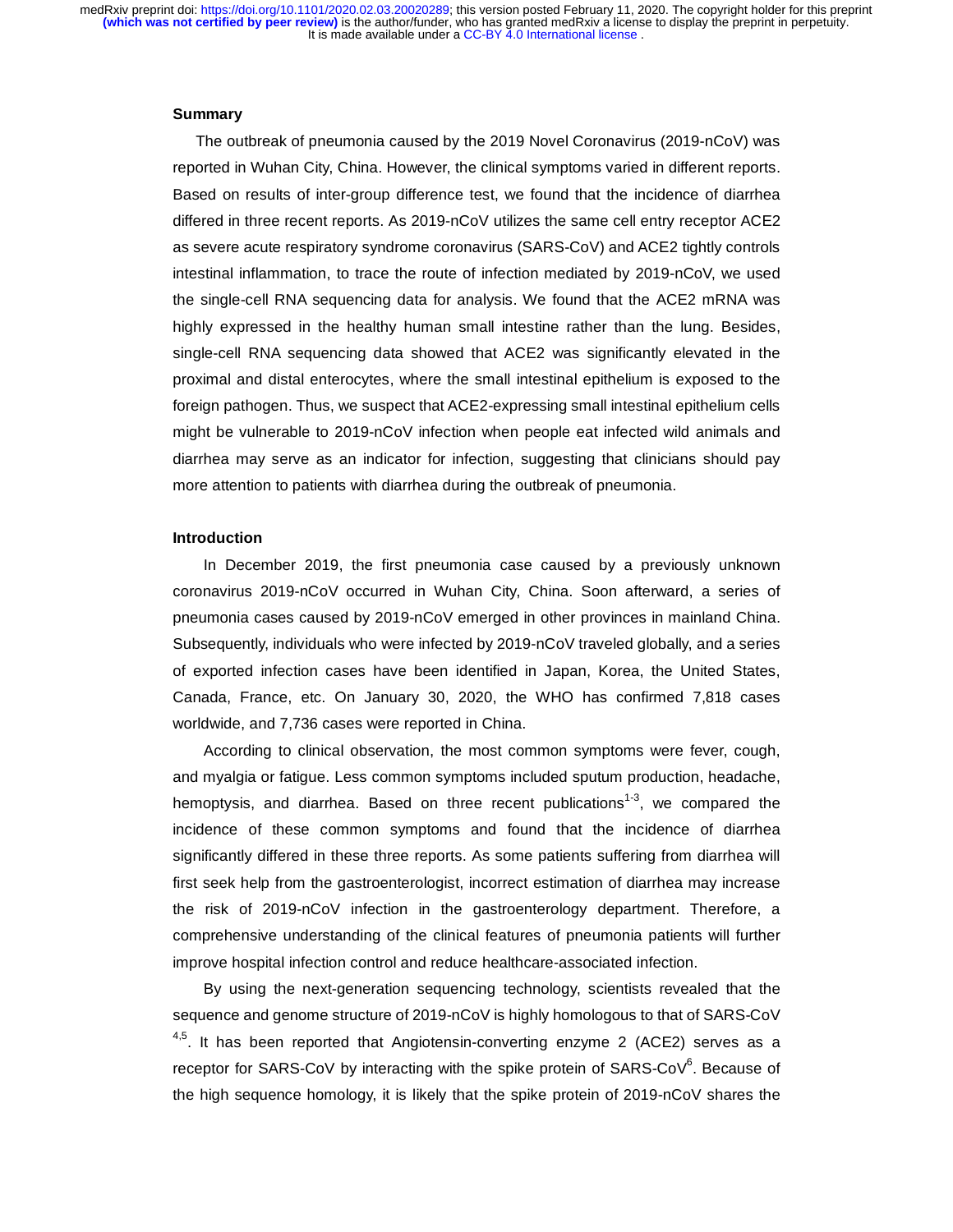## Summary

The outbreak of pneumonia caused by the 2019 Novel Coronavirus (2019-nCoV) was reported in Wuhan City, China. However, the clinical symptoms varied in different reports. Based on results of inter-group difference test, we found that the incidence of diarrhea differed in three recent reports. As 2019-nCoV utilizes the same cell entry receptor ACE2 as severe acute respiratory syndrome coronavirus (SARS-CoV) and ACE2 tightly controls intestinal inflammation, to trace the route of infection mediated by 2019-nCoV, we used the single-cell RNA sequencing data for analysis. We found that the ACE2 mRNA was highly expressed in the healthy human small intestine rather than the lung. Besides, single-cell RNA sequencing data showed that ACE2 was significantly elevated in the proximal and distal enterocytes, where the small intestinal epithelium is exposed to the foreign pathogen. Thus, we suspect that ACE2-expressing small intestinal epithelium cells might be vulnerable to 2019-nCoV infection when people eat infected wild animals and diarrhea may serve as an indicator for infection, suggesting that clinicians should pay more attention to patients with diarrhea during the outbreak of pneumonia.

## Introduction

In December 2019, the first pneumonia case caused by a previously unknown coronavirus 2019-nCoV occurred in Wuhan City, China. Soon afterward, a series of pneumonia cases caused by 2019-nCoV emerged in other provinces in mainland China. Subsequently, individuals who were infected by 2019-nCoV traveled globally, and a series of exported infection cases have been identified in Japan, Korea, the United States, Canada, France, etc. On January 30, 2020, the WHO has confirmed 7,818 cases worldwide, and 7,736 cases were reported in China.

According to clinical observation, the most common symptoms were fever, cough, and myalgia or fatigue. Less common symptoms included sputum production, headache, hemoptysis, and diarrhea. Based on three recent publications[1-3], we compared the incidence of these common symptoms and found that the incidence of diarrhea significantly differed in these three reports. As some patients suffering from diarrhea will first seek help from the gastroenterologist, incorrect estimation of diarrhea may increase the risk of 2019-nCoV infection in the gastroenterology department. Therefore, a comprehensive understanding of the clinical features of pneumonia patients will further improve hospital infection control and reduce healthcare-associated infection.

By using the next-generation sequencing technology, scientists revealed that the sequence and genome structure of 2019-nCoV is highly homologous to that of SARS-CoV [4,5]. It has been reported that Angiotensin-converting enzyme 2 (ACE2) serves as a receptor for SARS-CoV by interacting with the spike protein of SARS-CoV[6]. Because of the high sequence homology, it is likely that the spike protein of 2019-nCoV shares the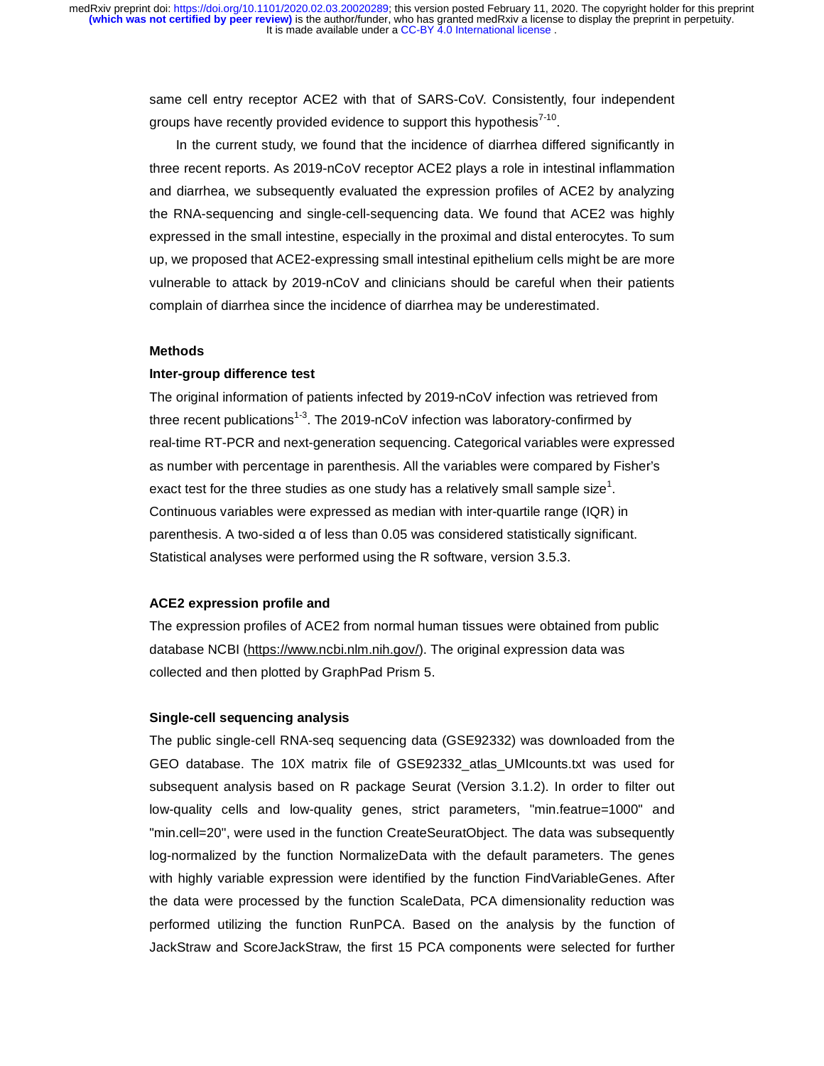same cell entry receptor ACE2 with that of SARS-CoV. Consistently, four independent groups have recently provided evidence to support this hypothesis[7-10].

In the current study, we found that the incidence of diarrhea differed significantly in three recent reports. As 2019-nCoV receptor ACE2 plays a role in intestinal inflammation and diarrhea, we subsequently evaluated the expression profiles of ACE2 by analyzing the RNA-sequencing and single-cell-sequencing data. We found that ACE2 was highly expressed in the small intestine, especially in the proximal and distal enterocytes. To sum up, we proposed that ACE2-expressing small intestinal epithelium cells might be are more vulnerable to attack by 2019-nCoV and clinicians should be careful when their patients complain of diarrhea since the incidence of diarrhea may be underestimated.

## Methods

### Inter-group difference test

The original information of patients infected by 2019-nCoV infection was retrieved from three recent publications[1-3]. The 2019-nCoV infection was laboratory-confirmed by real-time RT-PCR and next-generation sequencing. Categorical variables were expressed as number with percentage in parenthesis. All the variables were compared by Fisher's exact test for the three studies as one study has a relatively small sample size[1]. Continuous variables were expressed as median with inter-quartile range (IQR) in parenthesis. A two-sided α of less than 0.05 was considered statistically significant. Statistical analyses were performed using the R software, version 3.5.3.

### ACE2 expression profile and

The expression profiles of ACE2 from normal human tissues were obtained from public database NCBI (https://www.ncbi.nlm.nih.gov/). The original expression data was collected and then plotted by GraphPad Prism 5.

### Single-cell sequencing analysis

The public single-cell RNA-seq sequencing data (GSE92332) was downloaded from the GEO database. The 10X matrix file of GSE92332_atlas_UMIcounts.txt was used for subsequent analysis based on R package Seurat (Version 3.1.2). In order to filter out low-quality cells and low-quality genes, strict parameters, "min.featrue=1000" and "min.cell=20", were used in the function CreateSeuratObject. The data was subsequently log-normalized by the function NormalizeData with the default parameters. The genes with highly variable expression were identified by the function FindVariableGenes. After the data were processed by the function ScaleData, PCA dimensionality reduction was performed utilizing the function RunPCA. Based on the analysis by the function of JackStraw and ScoreJackStraw, the first 15 PCA components were selected for further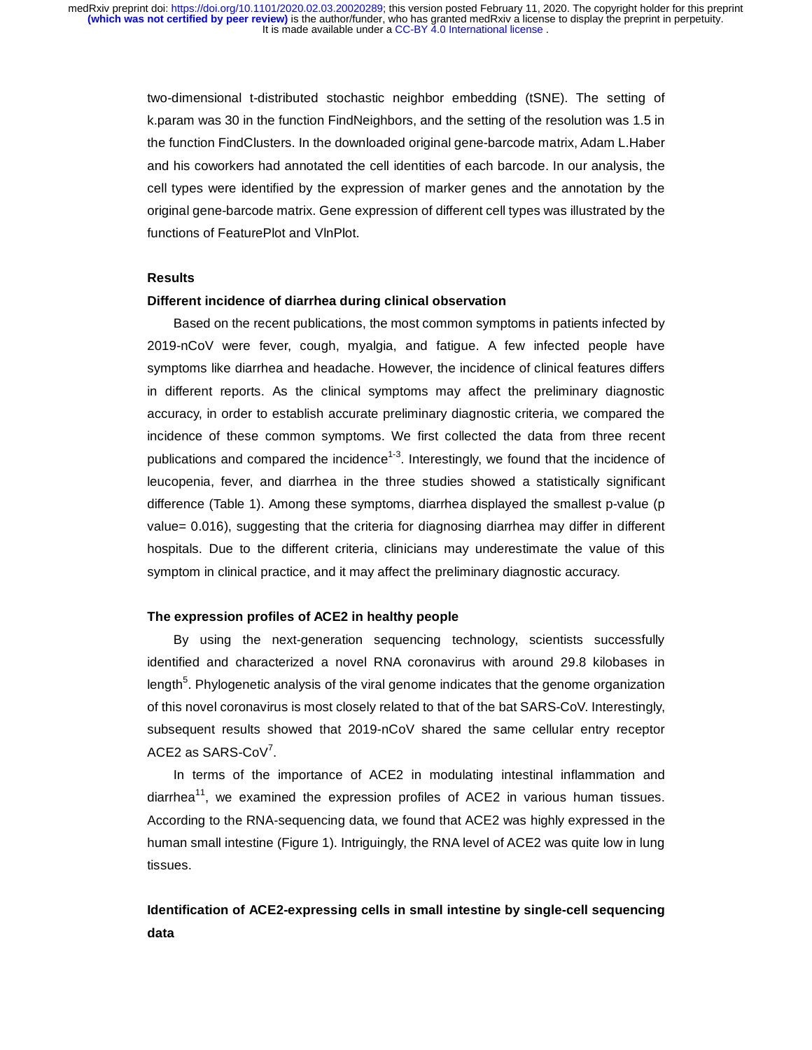two-dimensional t-distributed stochastic neighbor embedding (tSNE). The setting of k.param was 30 in the function FindNeighbors, and the setting of the resolution was 1.5 in the function FindClusters. In the downloaded original gene-barcode matrix, Adam L.Haber and his coworkers had annotated the cell identities of each barcode. In our analysis, the cell types were identified by the expression of marker genes and the annotation by the original gene-barcode matrix. Gene expression of different cell types was illustrated by the functions of FeaturePlot and VlnPlot.

## Results

### Different incidence of diarrhea during clinical observation

Based on the recent publications, the most common symptoms in patients infected by 2019-nCoV were fever, cough, myalgia, and fatigue. A few infected people have symptoms like diarrhea and headache. However, the incidence of clinical features differs in different reports. As the clinical symptoms may affect the preliminary diagnostic accuracy, in order to establish accurate preliminary diagnostic criteria, we compared the incidence of these common symptoms. We first collected the data from three recent publications and compared the incidence[1-3]. Interestingly, we found that the incidence of leucopenia, fever, and diarrhea in the three studies showed a statistically significant difference (Table 1). Among these symptoms, diarrhea displayed the smallest p-value (p value= 0.016), suggesting that the criteria for diagnosing diarrhea may differ in different hospitals. Due to the different criteria, clinicians may underestimate the value of this symptom in clinical practice, and it may affect the preliminary diagnostic accuracy.

### The expression profiles of ACE2 in healthy people

By using the next-generation sequencing technology, scientists successfully identified and characterized a novel RNA coronavirus with around 29.8 kilobases in length[5]. Phylogenetic analysis of the viral genome indicates that the genome organization of this novel coronavirus is most closely related to that of the bat SARS-CoV. Interestingly, subsequent results showed that 2019-nCoV shared the same cellular entry receptor ACE2 as SARS-CoV[7].

In terms of the importance of ACE2 in modulating intestinal inflammation and diarrhea[11], we examined the expression profiles of ACE2 in various human tissues. According to the RNA-sequencing data, we found that ACE2 was highly expressed in the human small intestine (Figure 1). Intriguingly, the RNA level of ACE2 was quite low in lung tissues.

### Identification of ACE2-expressing cells in small intestine by single-cell sequencing data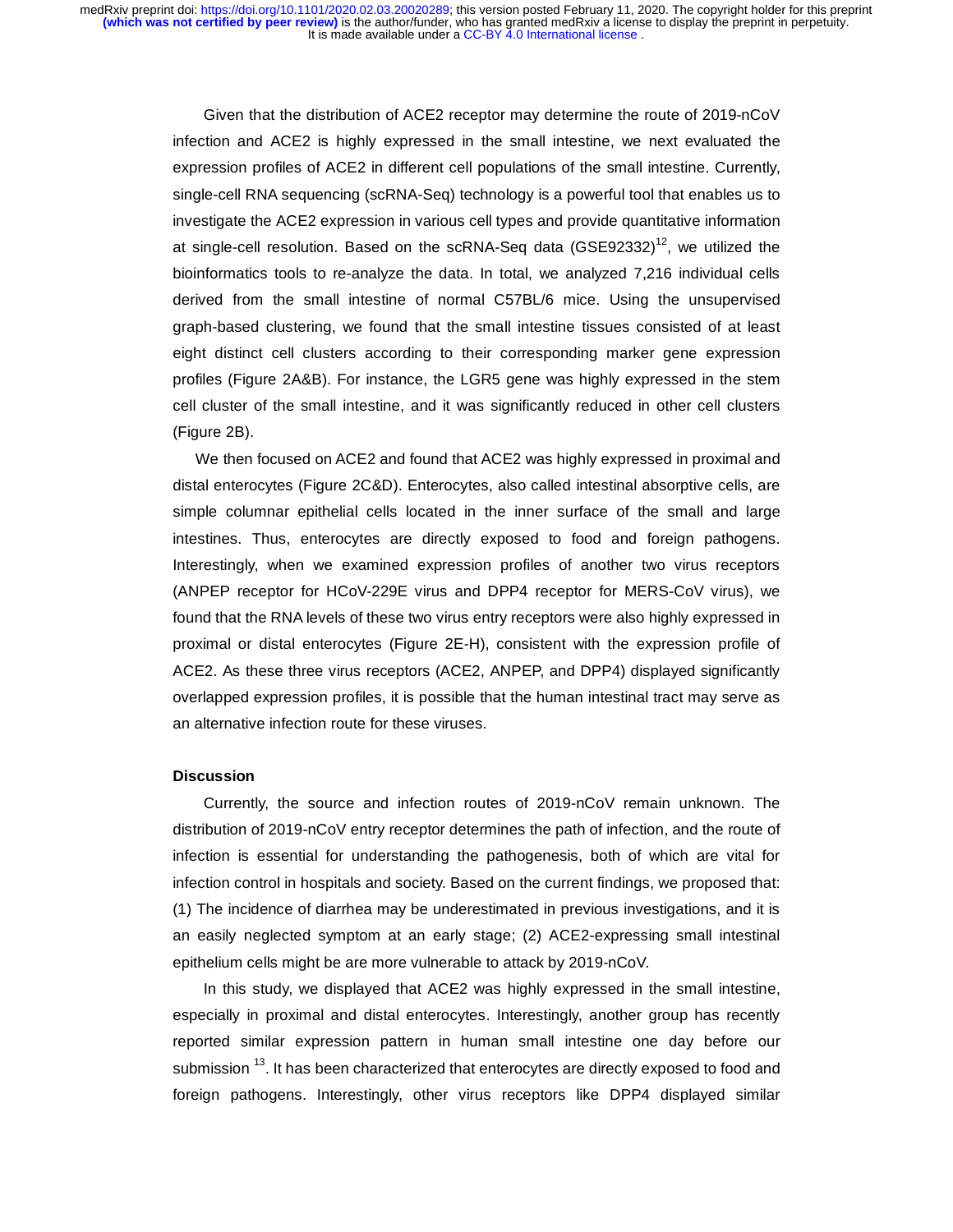Given that the distribution of ACE2 receptor may determine the route of 2019-nCoV infection and ACE2 is highly expressed in the small intestine, we next evaluated the expression profiles of ACE2 in different cell populations of the small intestine. Currently, single-cell RNA sequencing (scRNA-Seq) technology is a powerful tool that enables us to investigate the ACE2 expression in various cell types and provide quantitative information at single-cell resolution. Based on the scRNA-Seq data (GSE92332)[12], we utilized the bioinformatics tools to re-analyze the data. In total, we analyzed 7,216 individual cells derived from the small intestine of normal C57BL/6 mice. Using the unsupervised graph-based clustering, we found that the small intestine tissues consisted of at least eight distinct cell clusters according to their corresponding marker gene expression profiles (Figure 2A&B). For instance, the LGR5 gene was highly expressed in the stem cell cluster of the small intestine, and it was significantly reduced in other cell clusters (Figure 2B).

We then focused on ACE2 and found that ACE2 was highly expressed in proximal and distal enterocytes (Figure 2C&D). Enterocytes, also called intestinal absorptive cells, are simple columnar epithelial cells located in the inner surface of the small and large intestines. Thus, enterocytes are directly exposed to food and foreign pathogens. Interestingly, when we examined expression profiles of another two virus receptors (ANPEP receptor for HCoV-229E virus and DPP4 receptor for MERS-CoV virus), we found that the RNA levels of these two virus entry receptors were also highly expressed in proximal or distal enterocytes (Figure 2E-H), consistent with the expression profile of ACE2. As these three virus receptors (ACE2, ANPEP, and DPP4) displayed significantly overlapped expression profiles, it is possible that the human intestinal tract may serve as an alternative infection route for these viruses.

## Discussion

Currently, the source and infection routes of 2019-nCoV remain unknown. The distribution of 2019-nCoV entry receptor determines the path of infection, and the route of infection is essential for understanding the pathogenesis, both of which are vital for infection control in hospitals and society. Based on the current findings, we proposed that: (1) The incidence of diarrhea may be underestimated in previous investigations, and it is an easily neglected symptom at an early stage; (2) ACE2-expressing small intestinal epithelium cells might be are more vulnerable to attack by 2019-nCoV.

In this study, we displayed that ACE2 was highly expressed in the small intestine, especially in proximal and distal enterocytes. Interestingly, another group has recently reported similar expression pattern in human small intestine one day before our submission [13]. It has been characterized that enterocytes are directly exposed to food and foreign pathogens. Interestingly, other virus receptors like DPP4 displayed similar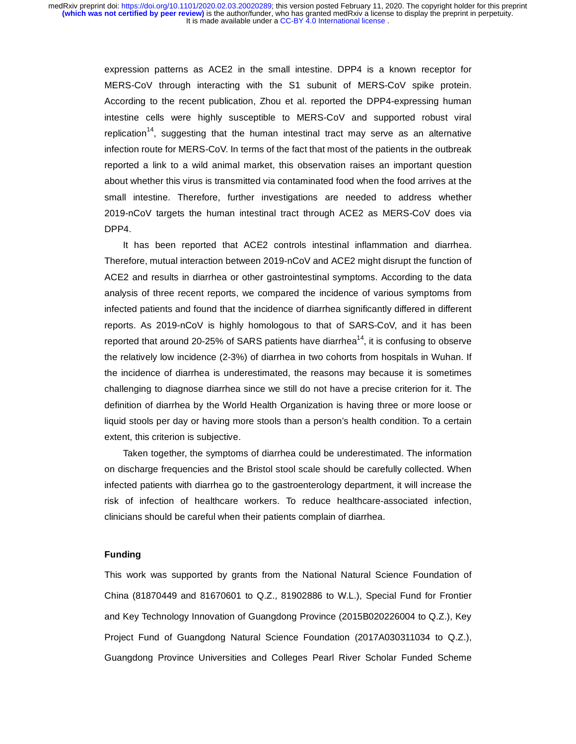expression patterns as ACE2 in the small intestine. DPP4 is a known receptor for MERS-CoV through interacting with the S1 subunit of MERS-CoV spike protein. According to the recent publication, Zhou et al. reported the DPP4-expressing human intestine cells were highly susceptible to MERS-CoV and supported robust viral replication[14], suggesting that the human intestinal tract may serve as an alternative infection route for MERS-CoV. In terms of the fact that most of the patients in the outbreak reported a link to a wild animal market, this observation raises an important question about whether this virus is transmitted via contaminated food when the food arrives at the small intestine. Therefore, further investigations are needed to address whether 2019-nCoV targets the human intestinal tract through ACE2 as MERS-CoV does via DPP4.

It has been reported that ACE2 controls intestinal inflammation and diarrhea. Therefore, mutual interaction between 2019-nCoV and ACE2 might disrupt the function of ACE2 and results in diarrhea or other gastrointestinal symptoms. According to the data analysis of three recent reports, we compared the incidence of various symptoms from infected patients and found that the incidence of diarrhea significantly differed in different reports. As 2019-nCoV is highly homologous to that of SARS-CoV, and it has been reported that around 20-25% of SARS patients have diarrhea[14], it is confusing to observe the relatively low incidence (2-3%) of diarrhea in two cohorts from hospitals in Wuhan. If the incidence of diarrhea is underestimated, the reasons may because it is sometimes challenging to diagnose diarrhea since we still do not have a precise criterion for it. The definition of diarrhea by the World Health Organization is having three or more loose or liquid stools per day or having more stools than a person's health condition. To a certain extent, this criterion is subjective.

Taken together, the symptoms of diarrhea could be underestimated. The information on discharge frequencies and the Bristol stool scale should be carefully collected. When infected patients with diarrhea go to the gastroenterology department, it will increase the risk of infection of healthcare workers. To reduce healthcare-associated infection, clinicians should be careful when their patients complain of diarrhea.

## Funding

This work was supported by grants from the National Natural Science Foundation of China (81870449 and 81670601 to Q.Z., 81902886 to W.L.), Special Fund for Frontier and Key Technology Innovation of Guangdong Province (2015B020226004 to Q.Z.), Key Project Fund of Guangdong Natural Science Foundation (2017A030311034 to Q.Z.), Guangdong Province Universities and Colleges Pearl River Scholar Funded Scheme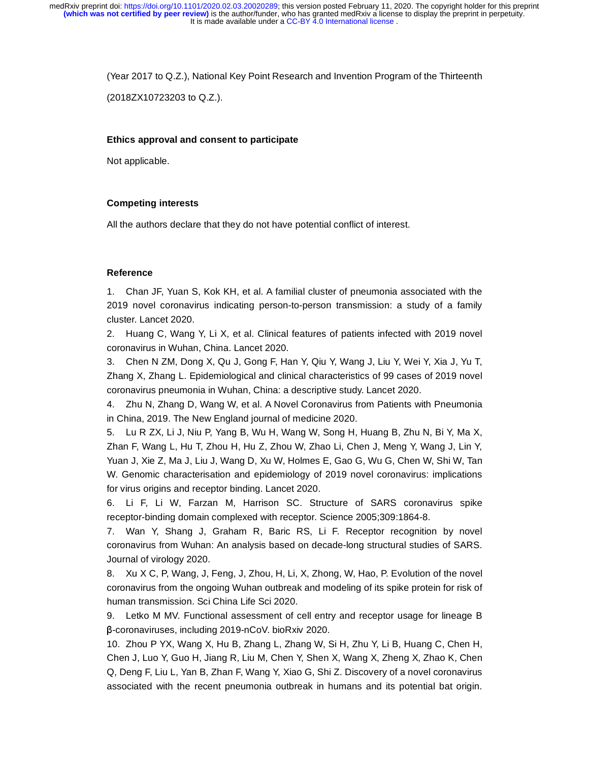(Year 2017 to Q.Z.), National Key Point Research and Invention Program of the Thirteenth (2018ZX10723203 to Q.Z.).

### Ethics approval and consent to participate

Not applicable.

### Competing interests

All the authors declare that they do not have potential conflict of interest.

### Reference

1. Chan JF, Yuan S, Kok KH, et al. A familial cluster of pneumonia associated with the 2019 novel coronavirus indicating person-to-person transmission: a study of a family cluster. Lancet 2020.
2. Huang C, Wang Y, Li X, et al. Clinical features of patients infected with 2019 novel coronavirus in Wuhan, China. Lancet 2020.
3. Chen N ZM, Dong X, Qu J, Gong F, Han Y, Qiu Y, Wang J, Liu Y, Wei Y, Xia J, Yu T, Zhang X, Zhang L. Epidemiological and clinical characteristics of 99 cases of 2019 novel coronavirus pneumonia in Wuhan, China: a descriptive study. Lancet 2020.
4. Zhu N, Zhang D, Wang W, et al. A Novel Coronavirus from Patients with Pneumonia in China, 2019. The New England journal of medicine 2020.
5. Lu R ZX, Li J, Niu P, Yang B, Wu H, Wang W, Song H, Huang B, Zhu N, Bi Y, Ma X, Zhan F, Wang L, Hu T, Zhou H, Hu Z, Zhou W, Zhao Li, Chen J, Meng Y, Wang J, Lin Y, Yuan J, Xie Z, Ma J, Liu J, Wang D, Xu W, Holmes E, Gao G, Wu G, Chen W, Shi W, Tan W. Genomic characterisation and epidemiology of 2019 novel coronavirus: implications for virus origins and receptor binding. Lancet 2020.
6. Li F, Li W, Farzan M, Harrison SC. Structure of SARS coronavirus spike receptor-binding domain complexed with receptor. Science 2005;309:1864-8.
7. Wan Y, Shang J, Graham R, Baric RS, Li F. Receptor recognition by novel coronavirus from Wuhan: An analysis based on decade-long structural studies of SARS. Journal of virology 2020.
8. Xu X C, P, Wang, J, Feng, J, Zhou, H, Li, X, Zhong, W, Hao, P. Evolution of the novel coronavirus from the ongoing Wuhan outbreak and modeling of its spike protein for risk of human transmission. Sci China Life Sci 2020.
9. Letko M MV. Functional assessment of cell entry and receptor usage for lineage B β-coronaviruses, including 2019-nCoV. bioRxiv 2020.
10. Zhou P YX, Wang X, Hu B, Zhang L, Zhang W, Si H, Zhu Y, Li B, Huang C, Chen H, Chen J, Luo Y, Guo H, Jiang R, Liu M, Chen Y, Shen X, Wang X, Zheng X, Zhao K, Chen Q, Deng F, Liu L, Yan B, Zhan F, Wang Y, Xiao G, Shi Z. Discovery of a novel coronavirus associated with the recent pneumonia outbreak in humans and its potential bat origin.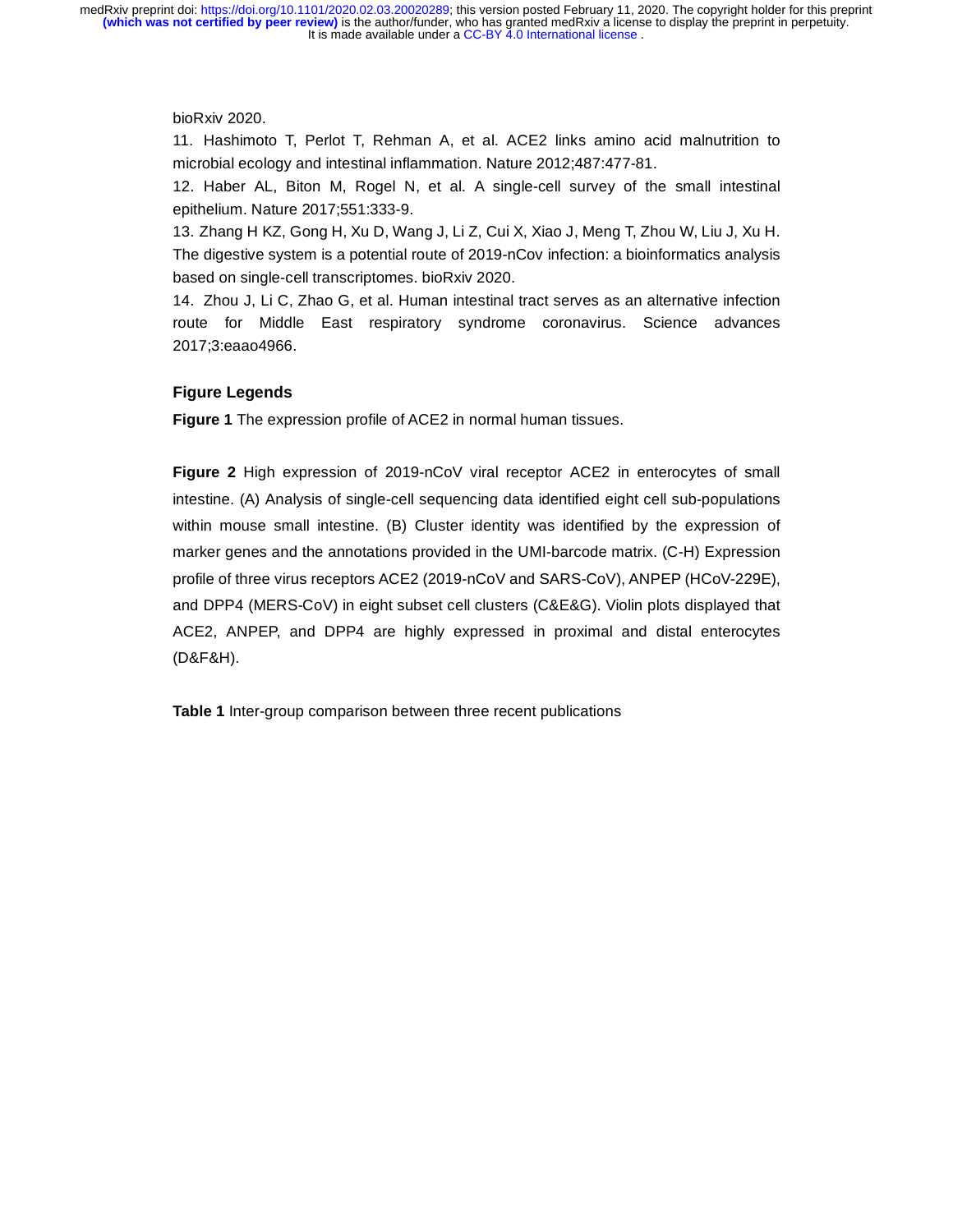bioRxiv 2020.

11. Hashimoto T, Perlot T, Rehman A, et al. ACE2 links amino acid malnutrition to microbial ecology and intestinal inflammation. Nature 2012;487:477-81.

12. Haber AL, Biton M, Rogel N, et al. A single-cell survey of the small intestinal epithelium. Nature 2017;551:333-9.

13. Zhang H KZ, Gong H, Xu D, Wang J, Li Z, Cui X, Xiao J, Meng T, Zhou W, Liu J, Xu H. The digestive system is a potential route of 2019-nCov infection: a bioinformatics analysis based on single-cell transcriptomes. bioRxiv 2020.

14. Zhou J, Li C, Zhao G, et al. Human intestinal tract serves as an alternative infection route for Middle East respiratory syndrome coronavirus. Science advances 2017;3:eaao4966.

## Figure Legends

**Figure 1** The expression profile of ACE2 in normal human tissues.

**Figure 2** High expression of 2019-nCoV viral receptor ACE2 in enterocytes of small intestine. (A) Analysis of single-cell sequencing data identified eight cell sub-populations within mouse small intestine. (B) Cluster identity was identified by the expression of marker genes and the annotations provided in the UMI-barcode matrix. (C-H) Expression profile of three virus receptors ACE2 (2019-nCoV and SARS-CoV), ANPEP (HCoV-229E), and DPP4 (MERS-CoV) in eight subset cell clusters (C&E&G). Violin plots displayed that ACE2, ANPEP, and DPP4 are highly expressed in proximal and distal enterocytes (D&F&H).

**Table 1** Inter-group comparison between three recent publications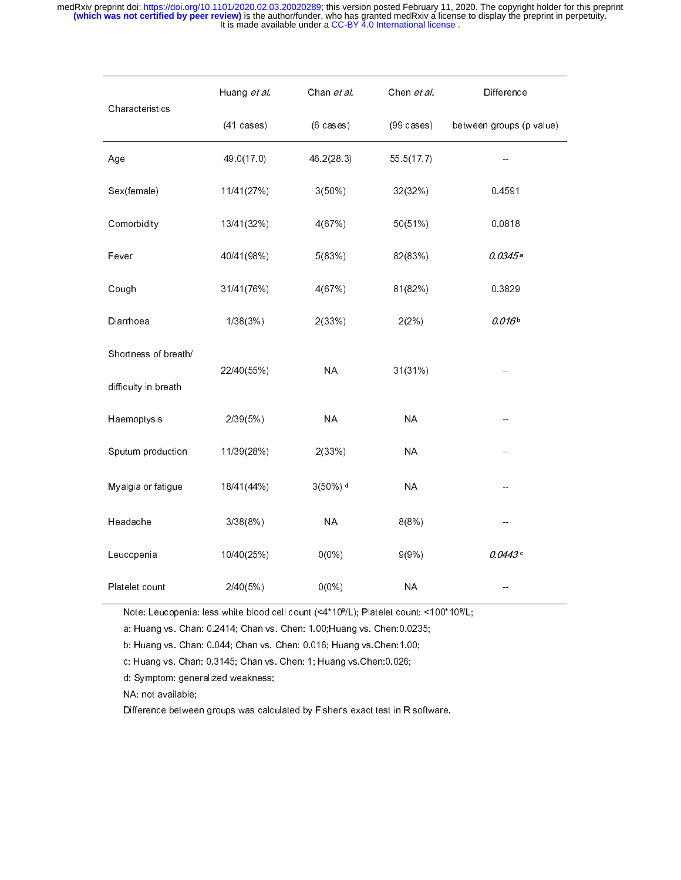| Characteristics | Huang *et al.* (41 cases) | Chan *et al.* (6 cases) | Chen *et al.* (99 cases) | Difference between groups (p value) |
|---|---|---|---|---|
| Age | 49.0(17.0) | 46.2(28.3) | 55.5(17.7) | -- |
| Sex(female) | 11/41(27%) | 3(50%) | 32(32%) | 0.4591 |
| Comorbidity | 13/41(32%) | 4(67%) | 50(51%) | 0.0818 |
| Fever | 40/41(98%) | 5(83%) | 82(83%) | *0.0345* [a] |
| Cough | 31/41(76%) | 4(67%) | 81(82%) | 0.3829 |
| Diarrhoea | 1/38(3%) | 2(33%) | 2(2%) | *0.016* [b] |
| Shortness of breath/ difficulty in breath | 22/40(55%) | NA | 31(31%) | -- |
| Haemoptysis | 2/39(5%) | NA | NA | -- |
| Sputum production | 11/39(28%) | 2(33%) | NA | -- |
| Myalgia or fatigue | 18/41(44%) | 3(50%) [d] | NA | -- |
| Headache | 3/38(8%) | NA | 8(8%) | -- |
| Leucopenia | 10/40(25%) | 0(0%) | 9(9%) | *0.0443* [c] |
| Platelet count | 2/40(5%) | 0(0%) | NA | -- |

Note: Leucopenia: less white blood cell count ($<4*10^9$/L); Platelet count: $<100*10^9$/L;

a: Huang vs. Chan: 0.2414; Chan vs. Chen: 1.00;Huang vs. Chen:0.0235;

b: Huang vs. Chan: 0.044; Chan vs. Chen: 0.016; Huang vs.Chen:1.00;

c: Huang vs. Chan: 0.3145; Chan vs. Chen: 1; Huang vs.Chen:0.026;

d: Symptom: generalized weakness;

NA: not available;

Difference between groups was calculated by Fisher's exact test in R software.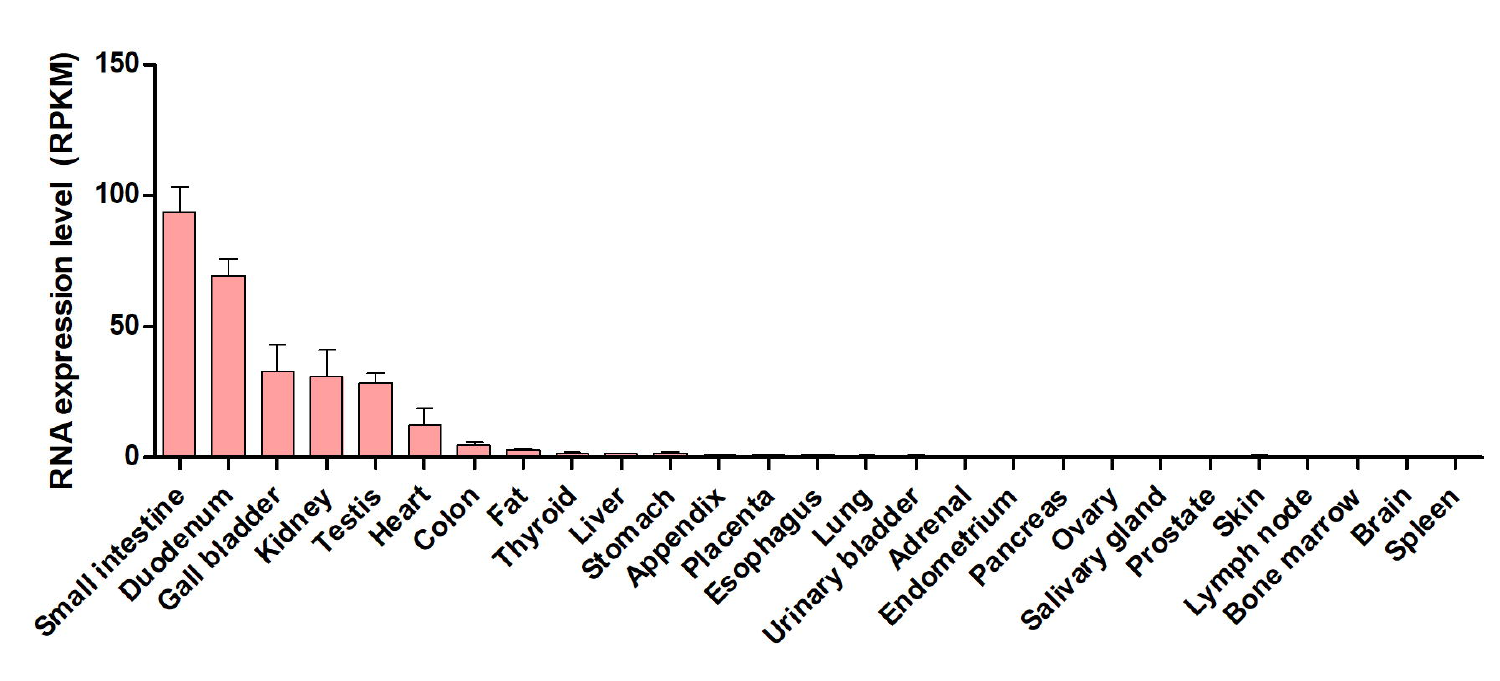150

100

50

0

RNA expression level (RPKM)

Small intestine

Duodenum

Gall bladder

Kidney

Testis

Heart

Colon

Fat

Thyroid

Liver

Stomach

Appendix

Placenta

Esophagus

Lung

Urinary bladder

Adrenal

Endometrium

Pancreas

Ovary

Salivary gland

Prostate

Skin

Lymph node

Bone marrow

Brain

Spleen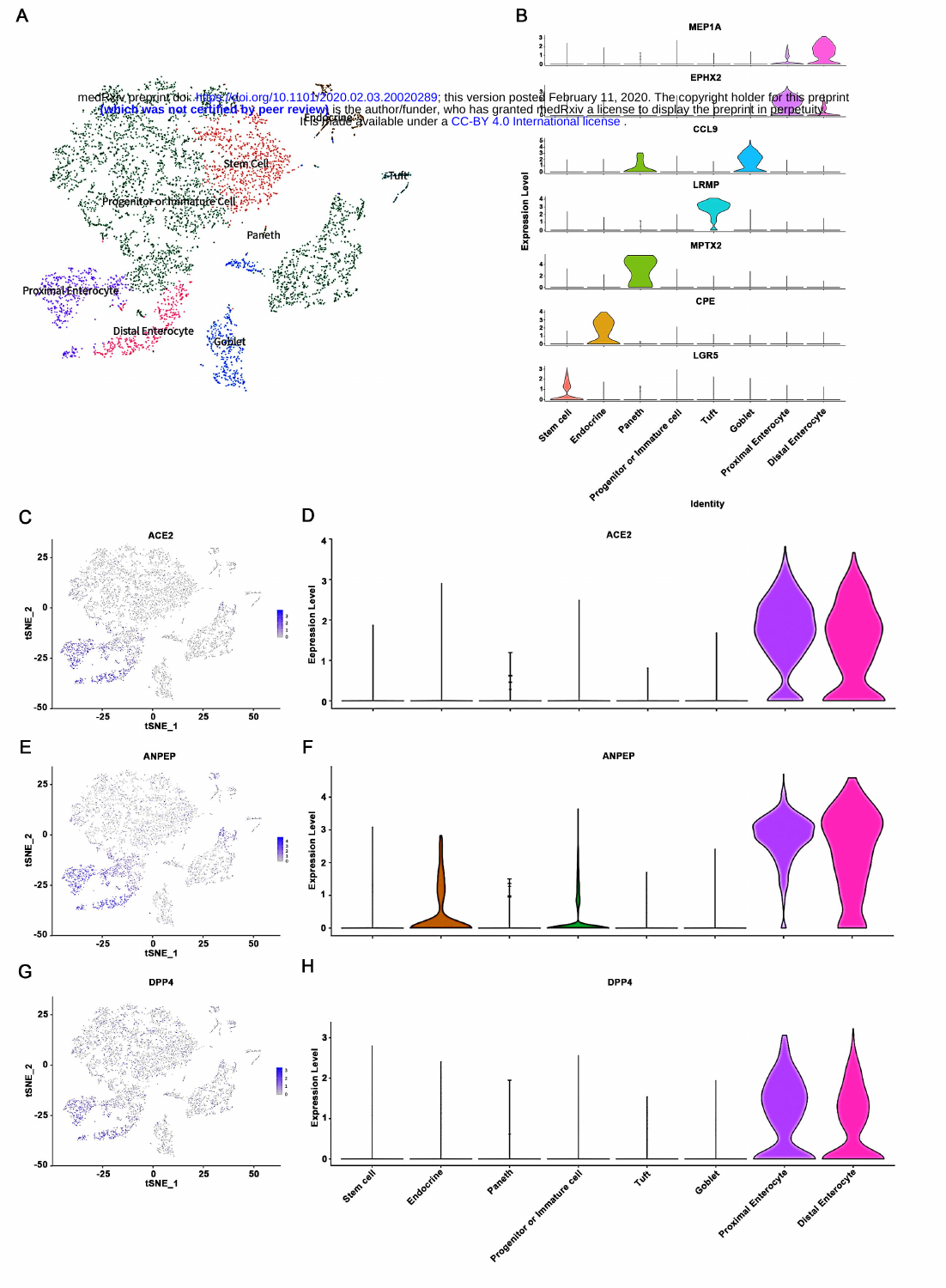medRxiv preprint doi: https://doi.org/10.1101/2020.02.03.20020289; this version posted February 11, 2020. The copyright holder for this preprint (which was not certified by peer review) is the author/funder, who has granted medRxiv a license to display the preprint in perpetuity. It is made available under a CC-BY 4.0 International license .

A

Stem Cell
Progenitor or Immature Cell
Endocrine
Tuft
Paneth
Proximal Enterocyte
Distal Enterocyte
Goblet

B

MEP1A
EPHX2
CCL9
LRMP
MPTX2
CPE
LGR5

Expression Level

Stem cell
Endocrine
Paneth
Progenitor or Immature cell
Tuft
Goblet
Proximal Enterocyte
Distal Enterocyte

Identity

C

ACE2

tSNE_2
tSNE_1

D

ACE2

Expression Level

E

ANPEP

tSNE_2
tSNE_1

F

ANPEP

Expression Level

G

DPP4

tSNE_2
tSNE_1

H

DPP4

Expression Level

Stem cell
Endocrine
Paneth
Progenitor or Immature cell
Tuft
Goblet
Proximal Enterocyte
Distal Enterocyte